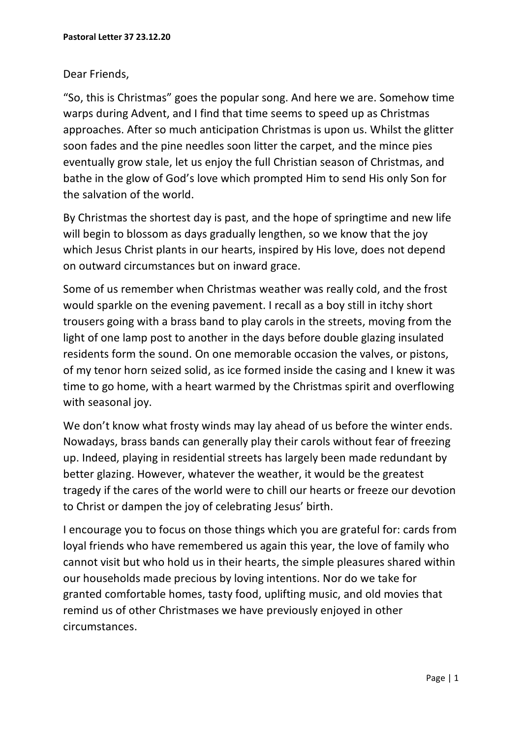**Pastoral Letter 37 23.12.20**

Dear Friends,

"So, this is Christmas" goes the popular song. And here we are. Somehow time warps during Advent, and I find that time seems to speed up as Christmas approaches. After so much anticipation Christmas is upon us. Whilst the glitter soon fades and the pine needles soon litter the carpet, and the mince pies eventually grow stale, let us enjoy the full Christian season of Christmas, and bathe in the glow of God's love which prompted Him to send His only Son for the salvation of the world.

By Christmas the shortest day is past, and the hope of springtime and new life will begin to blossom as days gradually lengthen, so we know that the joy which Jesus Christ plants in our hearts, inspired by His love, does not depend on outward circumstances but on inward grace.

Some of us remember when Christmas weather was really cold, and the frost would sparkle on the evening pavement. I recall as a boy still in itchy short trousers going with a brass band to play carols in the streets, moving from the light of one lamp post to another in the days before double glazing insulated residents form the sound. On one memorable occasion the valves, or pistons, of my tenor horn seized solid, as ice formed inside the casing and I knew it was time to go home, with a heart warmed by the Christmas spirit and overflowing with seasonal joy.

We don't know what frosty winds may lay ahead of us before the winter ends. Nowadays, brass bands can generally play their carols without fear of freezing up. Indeed, playing in residential streets has largely been made redundant by better glazing. However, whatever the weather, it would be the greatest tragedy if the cares of the world were to chill our hearts or freeze our devotion to Christ or dampen the joy of celebrating Jesus' birth.

I encourage you to focus on those things which you are grateful for: cards from loyal friends who have remembered us again this year, the love of family who cannot visit but who hold us in their hearts, the simple pleasures shared within our households made precious by loving intentions. Nor do we take for granted comfortable homes, tasty food, uplifting music, and old movies that remind us of other Christmases we have previously enjoyed in other circumstances.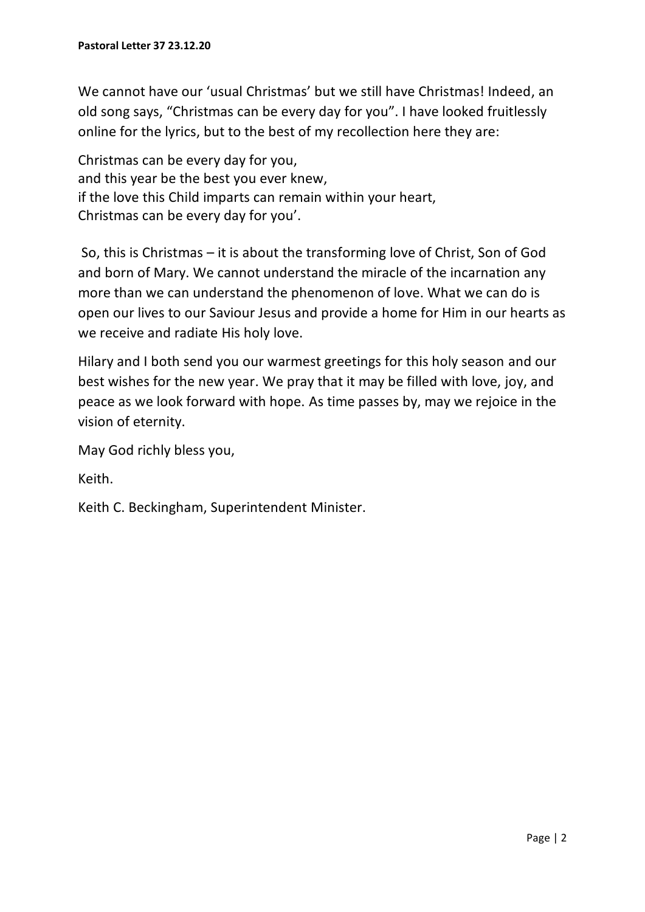We cannot have our 'usual Christmas' but we still have Christmas! Indeed, an old song says, "Christmas can be every day for you". I have looked fruitlessly online for the lyrics, but to the best of my recollection here they are:

Christmas can be every day for you,  
and this year be the best you ever knew,  
if the love this Child imparts can remain within your heart,  
Christmas can be every day for you'.

So, this is Christmas – it is about the transforming love of Christ, Son of God and born of Mary. We cannot understand the miracle of the incarnation any more than we can understand the phenomenon of love. What we can do is open our lives to our Saviour Jesus and provide a home for Him in our hearts as we receive and radiate His holy love.

Hilary and I both send you our warmest greetings for this holy season and our best wishes for the new year. We pray that it may be filled with love, joy, and peace as we look forward with hope. As time passes by, may we rejoice in the vision of eternity.

May God richly bless you,

Keith.

Keith C. Beckingham, Superintendent Minister.